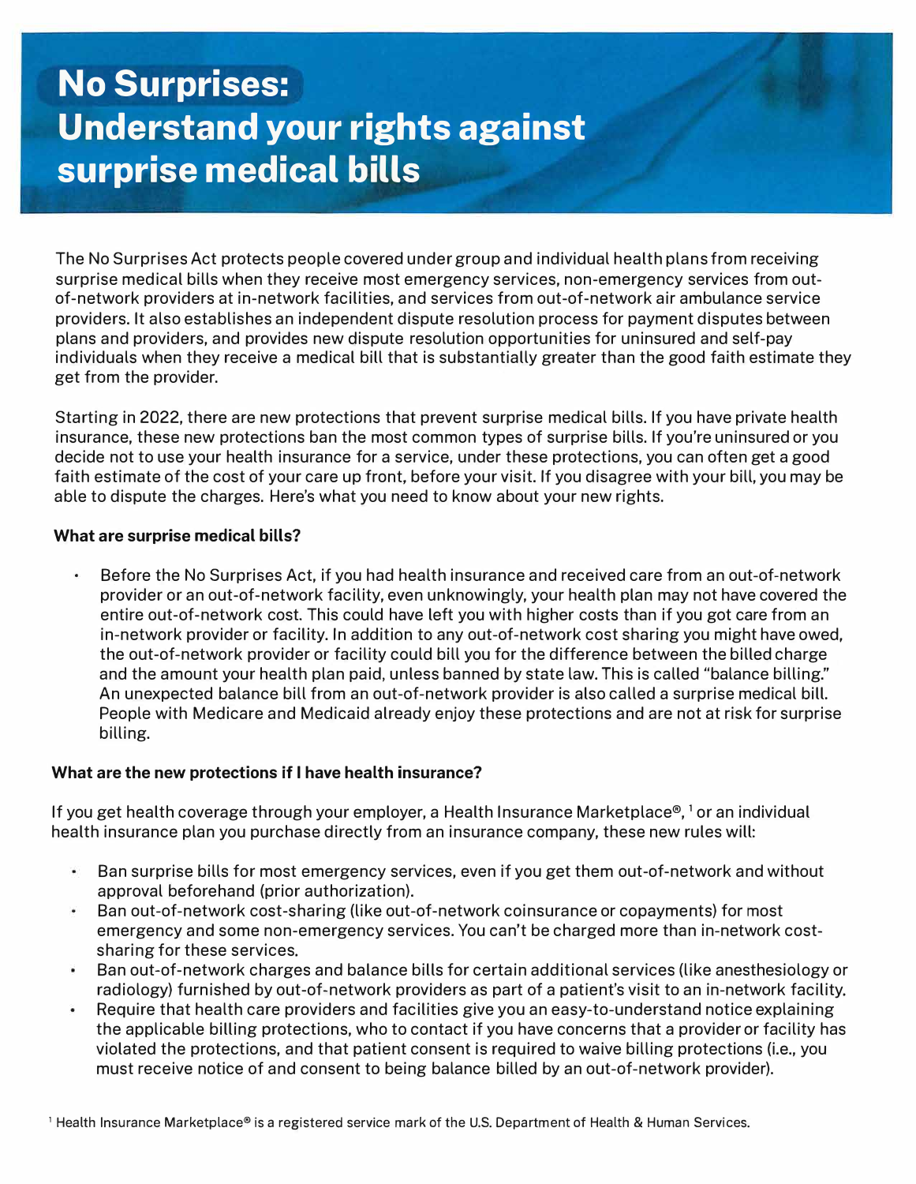# No Surprises: Understand your rights against surprise medical bills

The No Surprises Act protects people covered under group and individual health plans from receiving surprise medical bills when they receive most emergency services, non-emergency services from out-of-network providers at in-network facilities, and services from out-of-network air ambulance service providers. It also establishes an independent dispute resolution process for payment disputes between plans and providers, and provides new dispute resolution opportunities for uninsured and self-pay individuals when they receive a medical bill that is substantially greater than the good faith estimate they get from the provider.

Starting in 2022, there are new protections that prevent surprise medical bills. If you have private health insurance, these new protections ban the most common types of surprise bills. If you're uninsured or you decide not to use your health insurance for a service, under these protections, you can often get a good faith estimate of the cost of your care up front, before your visit. If you disagree with your bill, you may be able to dispute the charges. Here's what you need to know about your new rights.

**What are surprise medical bills?**

- Before the No Surprises Act, if you had health insurance and received care from an out-of-network provider or an out-of-network facility, even unknowingly, your health plan may not have covered the entire out-of-network cost. This could have left you with higher costs than if you got care from an in-network provider or facility. In addition to any out-of-network cost sharing you might have owed, the out-of-network provider or facility could bill you for the difference between the billed charge and the amount your health plan paid, unless banned by state law. This is called "balance billing." An unexpected balance bill from an out-of-network provider is also called a surprise medical bill. People with Medicare and Medicaid already enjoy these protections and are not at risk for surprise billing.

**What are the new protections if I have health insurance?**

If you get health coverage through your employer, a Health Insurance Marketplace®,[1] or an individual health insurance plan you purchase directly from an insurance company, these new rules will:

- Ban surprise bills for most emergency services, even if you get them out-of-network and without approval beforehand (prior authorization).
- Ban out-of-network cost-sharing (like out-of-network coinsurance or copayments) for most emergency and some non-emergency services. You can't be charged more than in-network cost-sharing for these services.
- Ban out-of-network charges and balance bills for certain additional services (like anesthesiology or radiology) furnished by out-of-network providers as part of a patient's visit to an in-network facility.
- Require that health care providers and facilities give you an easy-to-understand notice explaining the applicable billing protections, who to contact if you have concerns that a provider or facility has violated the protections, and that patient consent is required to waive billing protections (i.e., you must receive notice of and consent to being balance billed by an out-of-network provider).

[1] Health Insurance Marketplace® is a registered service mark of the U.S. Department of Health & Human Services.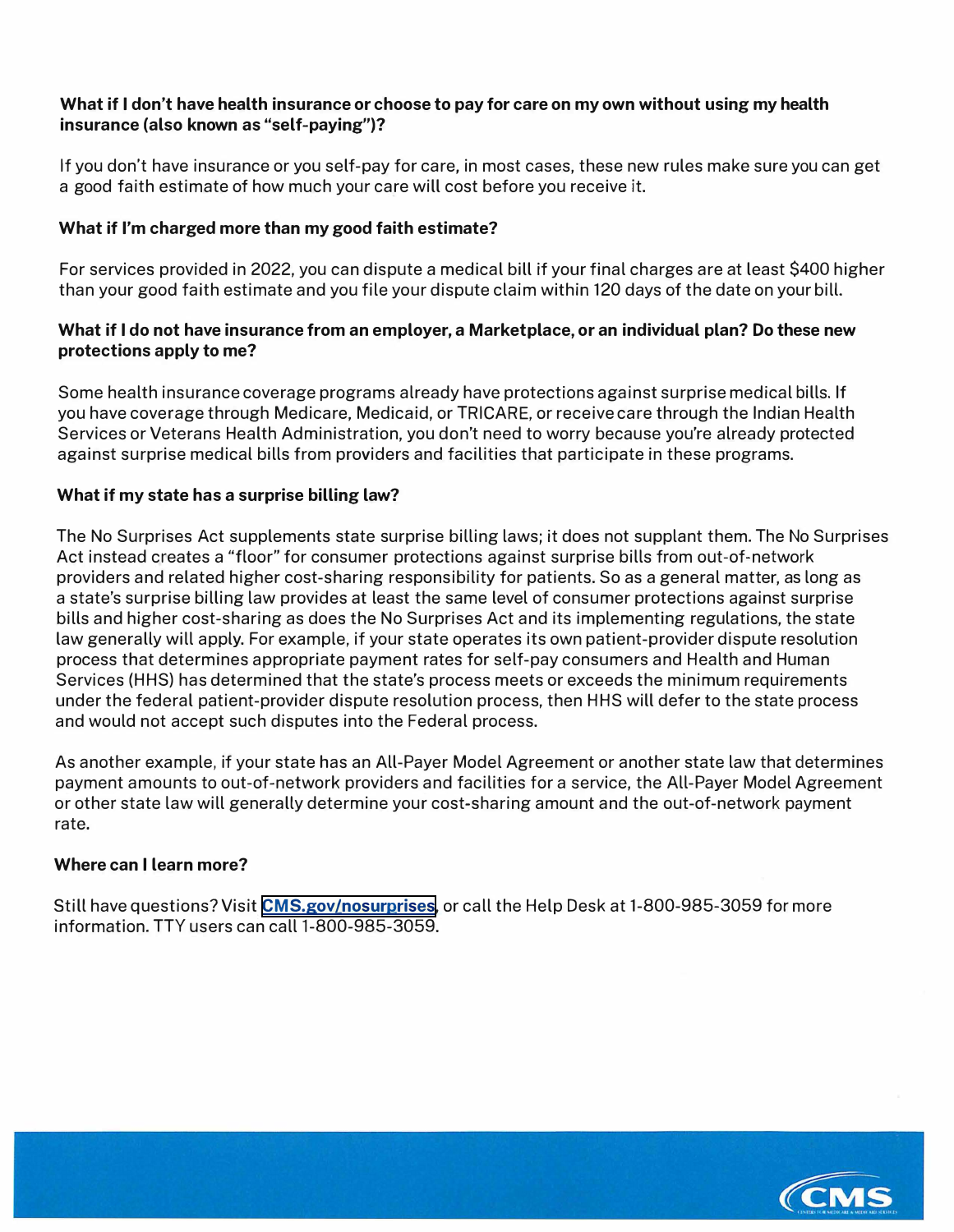**What if I don't have health insurance or choose to pay for care on my own without using my health insurance (also known as "self-paying")?**

If you don't have insurance or you self-pay for care, in most cases, these new rules make sure you can get a good faith estimate of how much your care will cost before you receive it.

**What if I'm charged more than my good faith estimate?**

For services provided in 2022, you can dispute a medical bill if your final charges are at least $400 higher than your good faith estimate and you file your dispute claim within 120 days of the date on your bill.

**What if I do not have insurance from an employer, a Marketplace, or an individual plan? Do these new protections apply to me?**

Some health insurance coverage programs already have protections against surprise medical bills. If you have coverage through Medicare, Medicaid, or TRICARE, or receive care through the Indian Health Services or Veterans Health Administration, you don't need to worry because you're already protected against surprise medical bills from providers and facilities that participate in these programs.

**What if my state has a surprise billing law?**

The No Surprises Act supplements state surprise billing laws; it does not supplant them. The No Surprises Act instead creates a "floor" for consumer protections against surprise bills from out-of-network providers and related higher cost-sharing responsibility for patients. So as a general matter, as long as a state's surprise billing law provides at least the same level of consumer protections against surprise bills and higher cost-sharing as does the No Surprises Act and its implementing regulations, the state law generally will apply. For example, if your state operates its own patient-provider dispute resolution process that determines appropriate payment rates for self-pay consumers and Health and Human Services (HHS) has determined that the state's process meets or exceeds the minimum requirements under the federal patient-provider dispute resolution process, then HHS will defer to the state process and would not accept such disputes into the Federal process.

As another example, if your state has an All-Payer Model Agreement or another state law that determines payment amounts to out-of-network providers and facilities for a service, the All-Payer Model Agreement or other state law will generally determine your cost-sharing amount and the out-of-network payment rate.

**Where can I learn more?**

Still have questions? Visit [CMS.gov/nosurprises](https://www.cms.gov/nosurprises), or call the Help Desk at 1-800-985-3059 for more information. TTY users can call 1-800-985-3059.